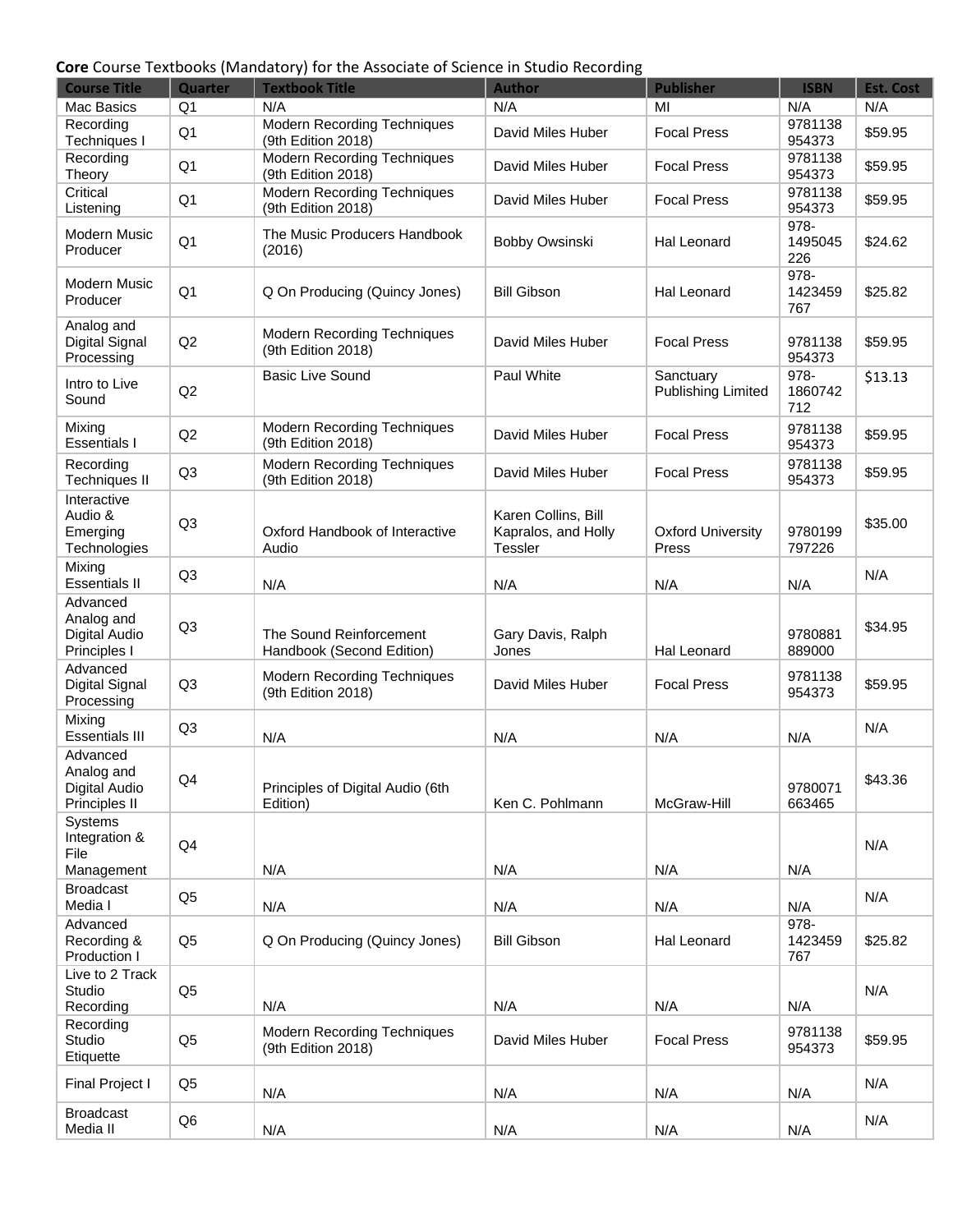**Core** Course Textbooks (Mandatory) for the Associate of Science in Studio Recording

| Course Title | Quarter | Textbook Title | Author | Publisher | ISBN | Est. Cost |
|---|---|---|---|---|---|---|
| Mac Basics | Q1 | N/A | N/A | MI | N/A | N/A |
| Recording Techniques I | Q1 | Modern Recording Techniques (9th Edition 2018) | David Miles Huber | Focal Press | 9781138954373 | $59.95 |
| Recording Theory | Q1 | Modern Recording Techniques (9th Edition 2018) | David Miles Huber | Focal Press | 9781138954373 | $59.95 |
| Critical Listening | Q1 | Modern Recording Techniques (9th Edition 2018) | David Miles Huber | Focal Press | 9781138954373 | $59.95 |
| Modern Music Producer | Q1 | The Music Producers Handbook (2016) | Bobby Owsinski | Hal Leonard | 978-1495045226 | $24.62 |
| Modern Music Producer | Q1 | Q On Producing (Quincy Jones) | Bill Gibson | Hal Leonard | 978-1423459767 | $25.82 |
| Analog and Digital Signal Processing | Q2 | Modern Recording Techniques (9th Edition 2018) | David Miles Huber | Focal Press | 9781138954373 | $59.95 |
| Intro to Live Sound | Q2 | Basic Live Sound | Paul White | Sanctuary Publishing Limited | 978-1860742712 | $13.13 |
| Mixing Essentials I | Q2 | Modern Recording Techniques (9th Edition 2018) | David Miles Huber | Focal Press | 9781138954373 | $59.95 |
| Recording Techniques II | Q3 | Modern Recording Techniques (9th Edition 2018) | David Miles Huber | Focal Press | 9781138954373 | $59.95 |
| Interactive Audio & Emerging Technologies | Q3 | Oxford Handbook of Interactive Audio | Karen Collins, Bill Kapralos, and Holly Tessler | Oxford University Press | 9780199797226 | $35.00 |
| Mixing Essentials II | Q3 | N/A | N/A | N/A | N/A | N/A |
| Advanced Analog and Digital Audio Principles I | Q3 | The Sound Reinforcement Handbook (Second Edition) | Gary Davis, Ralph Jones | Hal Leonard | 9780881889000 | $34.95 |
| Advanced Digital Signal Processing | Q3 | Modern Recording Techniques (9th Edition 2018) | David Miles Huber | Focal Press | 9781138954373 | $59.95 |
| Mixing Essentials III | Q3 | N/A | N/A | N/A | N/A | N/A |
| Advanced Analog and Digital Audio Principles II | Q4 | Principles of Digital Audio (6th Edition) | Ken C. Pohlmann | McGraw-Hill | 9780071663465 | $43.36 |
| Systems Integration & File Management | Q4 | N/A | N/A | N/A | N/A | N/A |
| Broadcast Media I | Q5 | N/A | N/A | N/A | N/A | N/A |
| Advanced Recording & Production I | Q5 | Q On Producing (Quincy Jones) | Bill Gibson | Hal Leonard | 978-1423459767 | $25.82 |
| Live to 2 Track Studio Recording | Q5 | N/A | N/A | N/A | N/A | N/A |
| Recording Studio Etiquette | Q5 | Modern Recording Techniques (9th Edition 2018) | David Miles Huber | Focal Press | 9781138954373 | $59.95 |
| Final Project I | Q5 | N/A | N/A | N/A | N/A | N/A |
| Broadcast Media II | Q6 | N/A | N/A | N/A | N/A | N/A |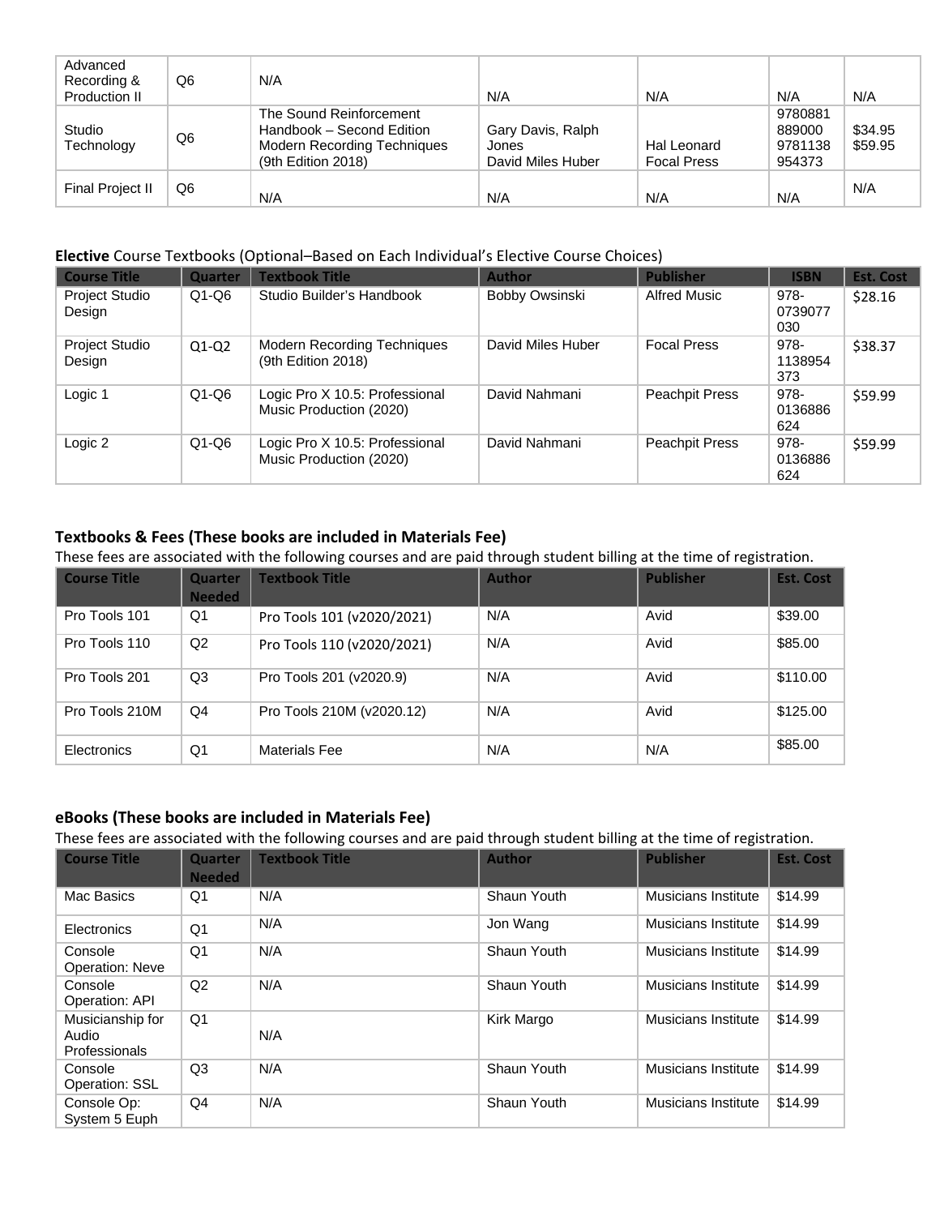| | | | | | | |
|---|---|---|---|---|---|---|
| Advanced Recording & Production II | Q6 | N/A | N/A | N/A | N/A | N/A |
| Studio Technology | Q6 | The Sound Reinforcement Handbook – Second Edition<br>Modern Recording Techniques (9th Edition 2018) | Gary Davis, Ralph Jones<br>David Miles Huber | Hal Leonard<br>Focal Press | 9780881889000<br>9781138954373 | $34.95<br>$59.95 |
| Final Project II | Q6 | N/A | N/A | N/A | N/A | N/A |

**Elective** Course Textbooks (Optional–Based on Each Individual's Elective Course Choices)

| Course Title | Quarter | Textbook Title | Author | Publisher | ISBN | Est. Cost |
|---|---|---|---|---|---|---|
| Project Studio Design | Q1-Q6 | Studio Builder's Handbook | Bobby Owsinski | Alfred Music | 978-0739077030 | $28.16 |
| Project Studio Design | Q1-Q2 | Modern Recording Techniques (9th Edition 2018) | David Miles Huber | Focal Press | 978-1138954373 | $38.37 |
| Logic 1 | Q1-Q6 | Logic Pro X 10.5: Professional Music Production (2020) | David Nahmani | Peachpit Press | 978-0136886624 | $59.99 |
| Logic 2 | Q1-Q6 | Logic Pro X 10.5: Professional Music Production (2020) | David Nahmani | Peachpit Press | 978-0136886624 | $59.99 |

**Textbooks & Fees (These books are included in Materials Fee)**

These fees are associated with the following courses and are paid through student billing at the time of registration.

| Course Title | Quarter Needed | Textbook Title | Author | Publisher | Est. Cost |
|---|---|---|---|---|---|
| Pro Tools 101 | Q1 | Pro Tools 101 (v2020/2021) | N/A | Avid | $39.00 |
| Pro Tools 110 | Q2 | Pro Tools 110 (v2020/2021) | N/A | Avid | $85.00 |
| Pro Tools 201 | Q3 | Pro Tools 201 (v2020.9) | N/A | Avid | $110.00 |
| Pro Tools 210M | Q4 | Pro Tools 210M (v2020.12) | N/A | Avid | $125.00 |
| Electronics | Q1 | Materials Fee | N/A | N/A | $85.00 |

**eBooks (These books are included in Materials Fee)**

These fees are associated with the following courses and are paid through student billing at the time of registration.

| Course Title | Quarter Needed | Textbook Title | Author | Publisher | Est. Cost |
|---|---|---|---|---|---|
| Mac Basics | Q1 | N/A | Shaun Youth | Musicians Institute | $14.99 |
| Electronics | Q1 | N/A | Jon Wang | Musicians Institute | $14.99 |
| Console Operation: Neve | Q1 | N/A | Shaun Youth | Musicians Institute | $14.99 |
| Console Operation: API | Q2 | N/A | Shaun Youth | Musicians Institute | $14.99 |
| Musicianship for Audio Professionals | Q1 | N/A | Kirk Margo | Musicians Institute | $14.99 |
| Console Operation: SSL | Q3 | N/A | Shaun Youth | Musicians Institute | $14.99 |
| Console Op: System 5 Euph | Q4 | N/A | Shaun Youth | Musicians Institute | $14.99 |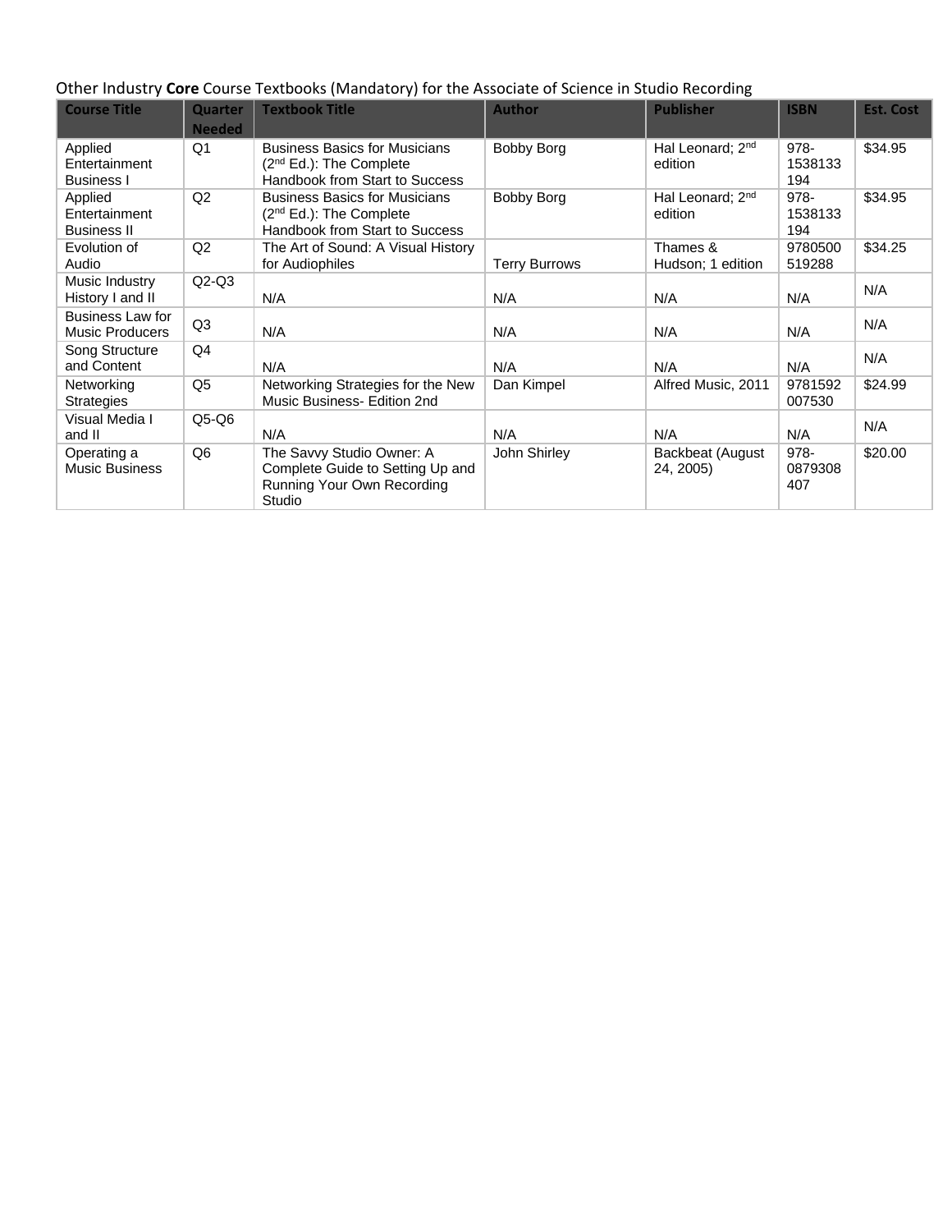Other Industry **Core** Course Textbooks (Mandatory) for the Associate of Science in Studio Recording

| Course Title | Quarter Needed | Textbook Title | Author | Publisher | ISBN | Est. Cost |
|---|---|---|---|---|---|---|
| Applied Entertainment Business I | Q1 | Business Basics for Musicians (2nd Ed.): The Complete Handbook from Start to Success | Bobby Borg | Hal Leonard; 2nd edition | 978-1538133194 | $34.95 |
| Applied Entertainment Business II | Q2 | Business Basics for Musicians (2nd Ed.): The Complete Handbook from Start to Success | Bobby Borg | Hal Leonard; 2nd edition | 978-1538133194 | $34.95 |
| Evolution of Audio | Q2 | The Art of Sound: A Visual History for Audiophiles | Terry Burrows | Thames & Hudson; 1 edition | 9780500519288 | $34.25 |
| Music Industry History I and II | Q2-Q3 | N/A | N/A | N/A | N/A | N/A |
| Business Law for Music Producers | Q3 | N/A | N/A | N/A | N/A | N/A |
| Song Structure and Content | Q4 | N/A | N/A | N/A | N/A | N/A |
| Networking Strategies | Q5 | Networking Strategies for the New Music Business- Edition 2nd | Dan Kimpel | Alfred Music, 2011 | 9781592007530 | $24.99 |
| Visual Media I and II | Q5-Q6 | N/A | N/A | N/A | N/A | N/A |
| Operating a Music Business | Q6 | The Savvy Studio Owner: A Complete Guide to Setting Up and Running Your Own Recording Studio | John Shirley | Backbeat (August 24, 2005) | 978-0879308407 | $20.00 |